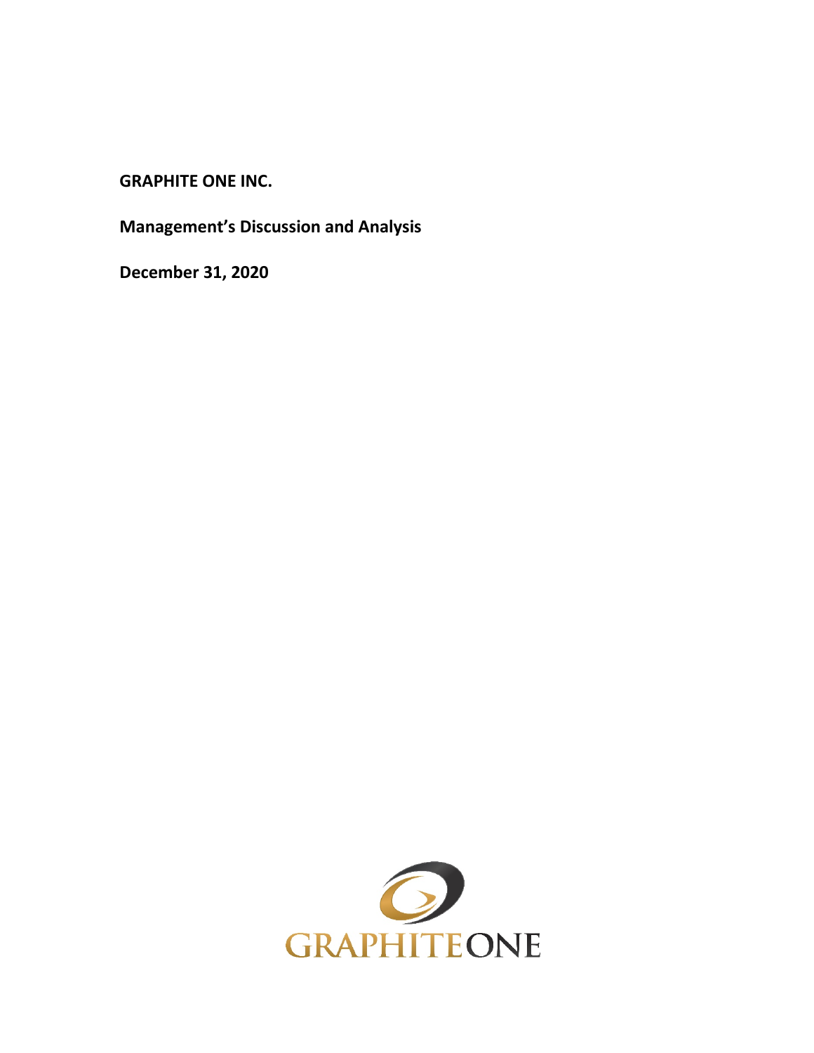**GRAPHITE ONE INC.**

**Management's Discussion and Analysis**

**December 31, 2020**

GRAPHITEONE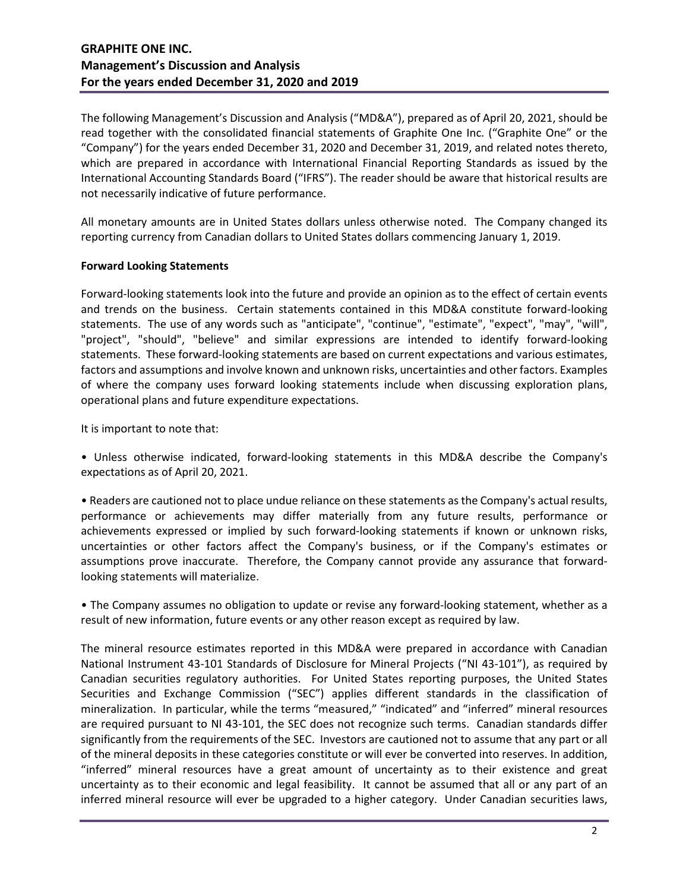The following Management's Discussion and Analysis ("MD&A"), prepared as of April 20, 2021, should be read together with the consolidated financial statements of Graphite One Inc. ("Graphite One" or the "Company") for the years ended December 31, 2020 and December 31, 2019, and related notes thereto, which are prepared in accordance with International Financial Reporting Standards as issued by the International Accounting Standards Board ("IFRS"). The reader should be aware that historical results are not necessarily indicative of future performance.

All monetary amounts are in United States dollars unless otherwise noted. The Company changed its reporting currency from Canadian dollars to United States dollars commencing January 1, 2019.

**Forward Looking Statements**

Forward-looking statements look into the future and provide an opinion as to the effect of certain events and trends on the business. Certain statements contained in this MD&A constitute forward-looking statements. The use of any words such as "anticipate", "continue", "estimate", "expect", "may", "will", "project", "should", "believe" and similar expressions are intended to identify forward-looking statements. These forward-looking statements are based on current expectations and various estimates, factors and assumptions and involve known and unknown risks, uncertainties and other factors. Examples of where the company uses forward looking statements include when discussing exploration plans, operational plans and future expenditure expectations.

It is important to note that:

• Unless otherwise indicated, forward-looking statements in this MD&A describe the Company's expectations as of April 20, 2021.

• Readers are cautioned not to place undue reliance on these statements as the Company's actual results, performance or achievements may differ materially from any future results, performance or achievements expressed or implied by such forward-looking statements if known or unknown risks, uncertainties or other factors affect the Company's business, or if the Company's estimates or assumptions prove inaccurate. Therefore, the Company cannot provide any assurance that forward-looking statements will materialize.

• The Company assumes no obligation to update or revise any forward-looking statement, whether as a result of new information, future events or any other reason except as required by law.

The mineral resource estimates reported in this MD&A were prepared in accordance with Canadian National Instrument 43-101 Standards of Disclosure for Mineral Projects ("NI 43-101"), as required by Canadian securities regulatory authorities. For United States reporting purposes, the United States Securities and Exchange Commission ("SEC") applies different standards in the classification of mineralization. In particular, while the terms "measured," "indicated" and "inferred" mineral resources are required pursuant to NI 43-101, the SEC does not recognize such terms. Canadian standards differ significantly from the requirements of the SEC. Investors are cautioned not to assume that any part or all of the mineral deposits in these categories constitute or will ever be converted into reserves. In addition, "inferred" mineral resources have a great amount of uncertainty as to their existence and great uncertainty as to their economic and legal feasibility. It cannot be assumed that all or any part of an inferred mineral resource will ever be upgraded to a higher category. Under Canadian securities laws,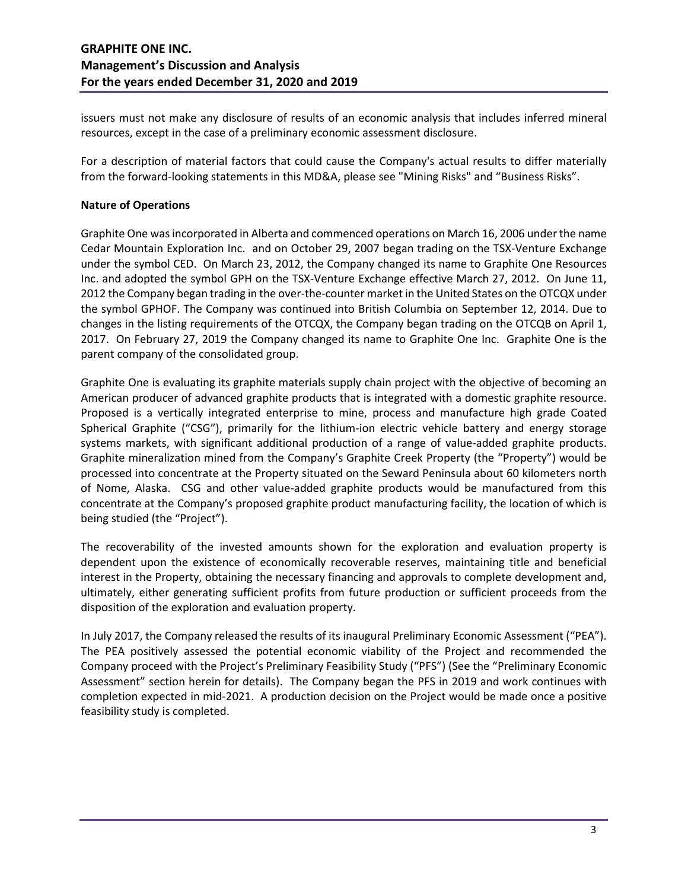issuers must not make any disclosure of results of an economic analysis that includes inferred mineral resources, except in the case of a preliminary economic assessment disclosure.

For a description of material factors that could cause the Company's actual results to differ materially from the forward-looking statements in this MD&A, please see "Mining Risks" and "Business Risks".

**Nature of Operations**

Graphite One was incorporated in Alberta and commenced operations on March 16, 2006 under the name Cedar Mountain Exploration Inc. and on October 29, 2007 began trading on the TSX-Venture Exchange under the symbol CED. On March 23, 2012, the Company changed its name to Graphite One Resources Inc. and adopted the symbol GPH on the TSX-Venture Exchange effective March 27, 2012. On June 11, 2012 the Company began trading in the over-the-counter market in the United States on the OTCQX under the symbol GPHOF. The Company was continued into British Columbia on September 12, 2014. Due to changes in the listing requirements of the OTCQX, the Company began trading on the OTCQB on April 1, 2017. On February 27, 2019 the Company changed its name to Graphite One Inc. Graphite One is the parent company of the consolidated group.

Graphite One is evaluating its graphite materials supply chain project with the objective of becoming an American producer of advanced graphite products that is integrated with a domestic graphite resource. Proposed is a vertically integrated enterprise to mine, process and manufacture high grade Coated Spherical Graphite ("CSG"), primarily for the lithium-ion electric vehicle battery and energy storage systems markets, with significant additional production of a range of value-added graphite products. Graphite mineralization mined from the Company's Graphite Creek Property (the "Property") would be processed into concentrate at the Property situated on the Seward Peninsula about 60 kilometers north of Nome, Alaska. CSG and other value-added graphite products would be manufactured from this concentrate at the Company's proposed graphite product manufacturing facility, the location of which is being studied (the "Project").

The recoverability of the invested amounts shown for the exploration and evaluation property is dependent upon the existence of economically recoverable reserves, maintaining title and beneficial interest in the Property, obtaining the necessary financing and approvals to complete development and, ultimately, either generating sufficient profits from future production or sufficient proceeds from the disposition of the exploration and evaluation property.

In July 2017, the Company released the results of its inaugural Preliminary Economic Assessment ("PEA"). The PEA positively assessed the potential economic viability of the Project and recommended the Company proceed with the Project's Preliminary Feasibility Study ("PFS") (See the "Preliminary Economic Assessment" section herein for details). The Company began the PFS in 2019 and work continues with completion expected in mid-2021. A production decision on the Project would be made once a positive feasibility study is completed.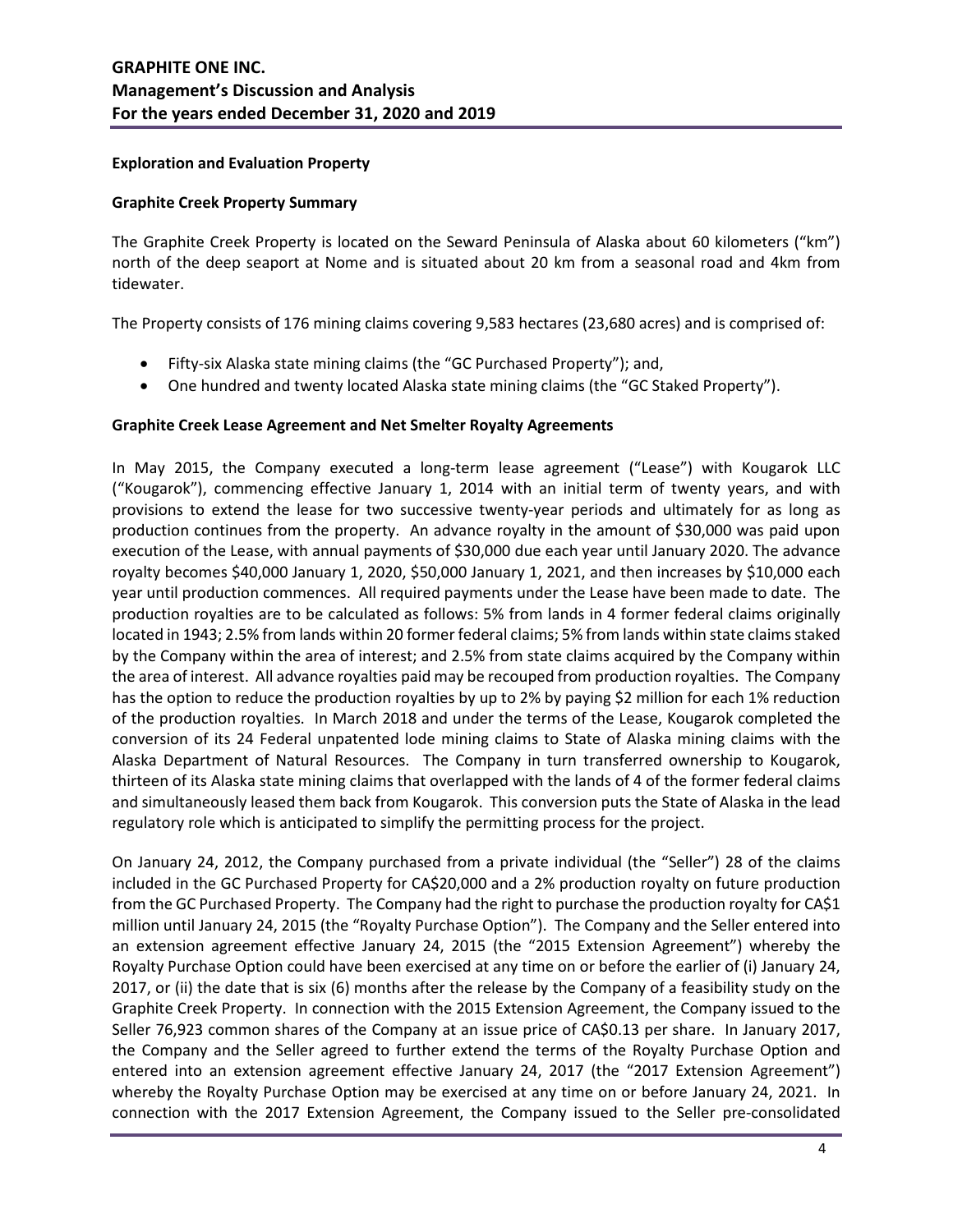**Exploration and Evaluation Property**

**Graphite Creek Property Summary**

The Graphite Creek Property is located on the Seward Peninsula of Alaska about 60 kilometers ("km") north of the deep seaport at Nome and is situated about 20 km from a seasonal road and 4km from tidewater.

The Property consists of 176 mining claims covering 9,583 hectares (23,680 acres) and is comprised of:

- Fifty-six Alaska state mining claims (the "GC Purchased Property"); and,
- One hundred and twenty located Alaska state mining claims (the "GC Staked Property").

**Graphite Creek Lease Agreement and Net Smelter Royalty Agreements**

In May 2015, the Company executed a long-term lease agreement ("Lease") with Kougarok LLC ("Kougarok"), commencing effective January 1, 2014 with an initial term of twenty years, and with provisions to extend the lease for two successive twenty-year periods and ultimately for as long as production continues from the property. An advance royalty in the amount of $30,000 was paid upon execution of the Lease, with annual payments of $30,000 due each year until January 2020. The advance royalty becomes $40,000 January 1, 2020, $50,000 January 1, 2021, and then increases by $10,000 each year until production commences. All required payments under the Lease have been made to date. The production royalties are to be calculated as follows: 5% from lands in 4 former federal claims originally located in 1943; 2.5% from lands within 20 former federal claims; 5% from lands within state claims staked by the Company within the area of interest; and 2.5% from state claims acquired by the Company within the area of interest. All advance royalties paid may be recouped from production royalties. The Company has the option to reduce the production royalties by up to 2% by paying $2 million for each 1% reduction of the production royalties. In March 2018 and under the terms of the Lease, Kougarok completed the conversion of its 24 Federal unpatented lode mining claims to State of Alaska mining claims with the Alaska Department of Natural Resources. The Company in turn transferred ownership to Kougarok, thirteen of its Alaska state mining claims that overlapped with the lands of 4 of the former federal claims and simultaneously leased them back from Kougarok. This conversion puts the State of Alaska in the lead regulatory role which is anticipated to simplify the permitting process for the project.

On January 24, 2012, the Company purchased from a private individual (the "Seller") 28 of the claims included in the GC Purchased Property for CA$20,000 and a 2% production royalty on future production from the GC Purchased Property. The Company had the right to purchase the production royalty for CA$1 million until January 24, 2015 (the "Royalty Purchase Option"). The Company and the Seller entered into an extension agreement effective January 24, 2015 (the "2015 Extension Agreement") whereby the Royalty Purchase Option could have been exercised at any time on or before the earlier of (i) January 24, 2017, or (ii) the date that is six (6) months after the release by the Company of a feasibility study on the Graphite Creek Property. In connection with the 2015 Extension Agreement, the Company issued to the Seller 76,923 common shares of the Company at an issue price of CA$0.13 per share. In January 2017, the Company and the Seller agreed to further extend the terms of the Royalty Purchase Option and entered into an extension agreement effective January 24, 2017 (the "2017 Extension Agreement") whereby the Royalty Purchase Option may be exercised at any time on or before January 24, 2021. In connection with the 2017 Extension Agreement, the Company issued to the Seller pre-consolidated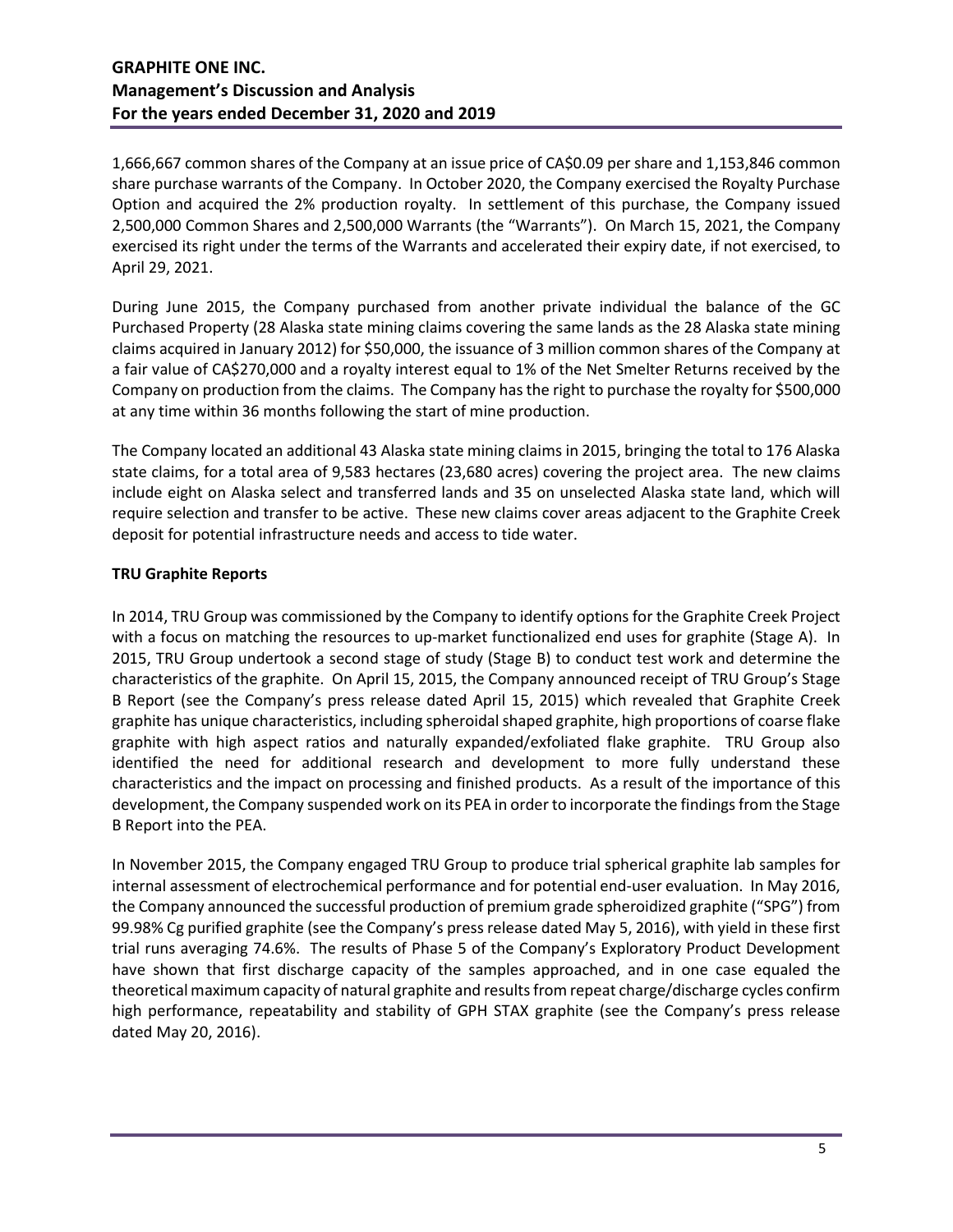1,666,667 common shares of the Company at an issue price of CA$0.09 per share and 1,153,846 common share purchase warrants of the Company. In October 2020, the Company exercised the Royalty Purchase Option and acquired the 2% production royalty. In settlement of this purchase, the Company issued 2,500,000 Common Shares and 2,500,000 Warrants (the "Warrants"). On March 15, 2021, the Company exercised its right under the terms of the Warrants and accelerated their expiry date, if not exercised, to April 29, 2021.

During June 2015, the Company purchased from another private individual the balance of the GC Purchased Property (28 Alaska state mining claims covering the same lands as the 28 Alaska state mining claims acquired in January 2012) for $50,000, the issuance of 3 million common shares of the Company at a fair value of CA$270,000 and a royalty interest equal to 1% of the Net Smelter Returns received by the Company on production from the claims. The Company has the right to purchase the royalty for $500,000 at any time within 36 months following the start of mine production.

The Company located an additional 43 Alaska state mining claims in 2015, bringing the total to 176 Alaska state claims, for a total area of 9,583 hectares (23,680 acres) covering the project area. The new claims include eight on Alaska select and transferred lands and 35 on unselected Alaska state land, which will require selection and transfer to be active. These new claims cover areas adjacent to the Graphite Creek deposit for potential infrastructure needs and access to tide water.

**TRU Graphite Reports**

In 2014, TRU Group was commissioned by the Company to identify options for the Graphite Creek Project with a focus on matching the resources to up-market functionalized end uses for graphite (Stage A). In 2015, TRU Group undertook a second stage of study (Stage B) to conduct test work and determine the characteristics of the graphite. On April 15, 2015, the Company announced receipt of TRU Group's Stage B Report (see the Company's press release dated April 15, 2015) which revealed that Graphite Creek graphite has unique characteristics, including spheroidal shaped graphite, high proportions of coarse flake graphite with high aspect ratios and naturally expanded/exfoliated flake graphite. TRU Group also identified the need for additional research and development to more fully understand these characteristics and the impact on processing and finished products. As a result of the importance of this development, the Company suspended work on its PEA in order to incorporate the findings from the Stage B Report into the PEA.

In November 2015, the Company engaged TRU Group to produce trial spherical graphite lab samples for internal assessment of electrochemical performance and for potential end-user evaluation. In May 2016, the Company announced the successful production of premium grade spheroidized graphite ("SPG") from 99.98% Cg purified graphite (see the Company's press release dated May 5, 2016), with yield in these first trial runs averaging 74.6%. The results of Phase 5 of the Company's Exploratory Product Development have shown that first discharge capacity of the samples approached, and in one case equaled the theoretical maximum capacity of natural graphite and results from repeat charge/discharge cycles confirm high performance, repeatability and stability of GPH STAX graphite (see the Company's press release dated May 20, 2016).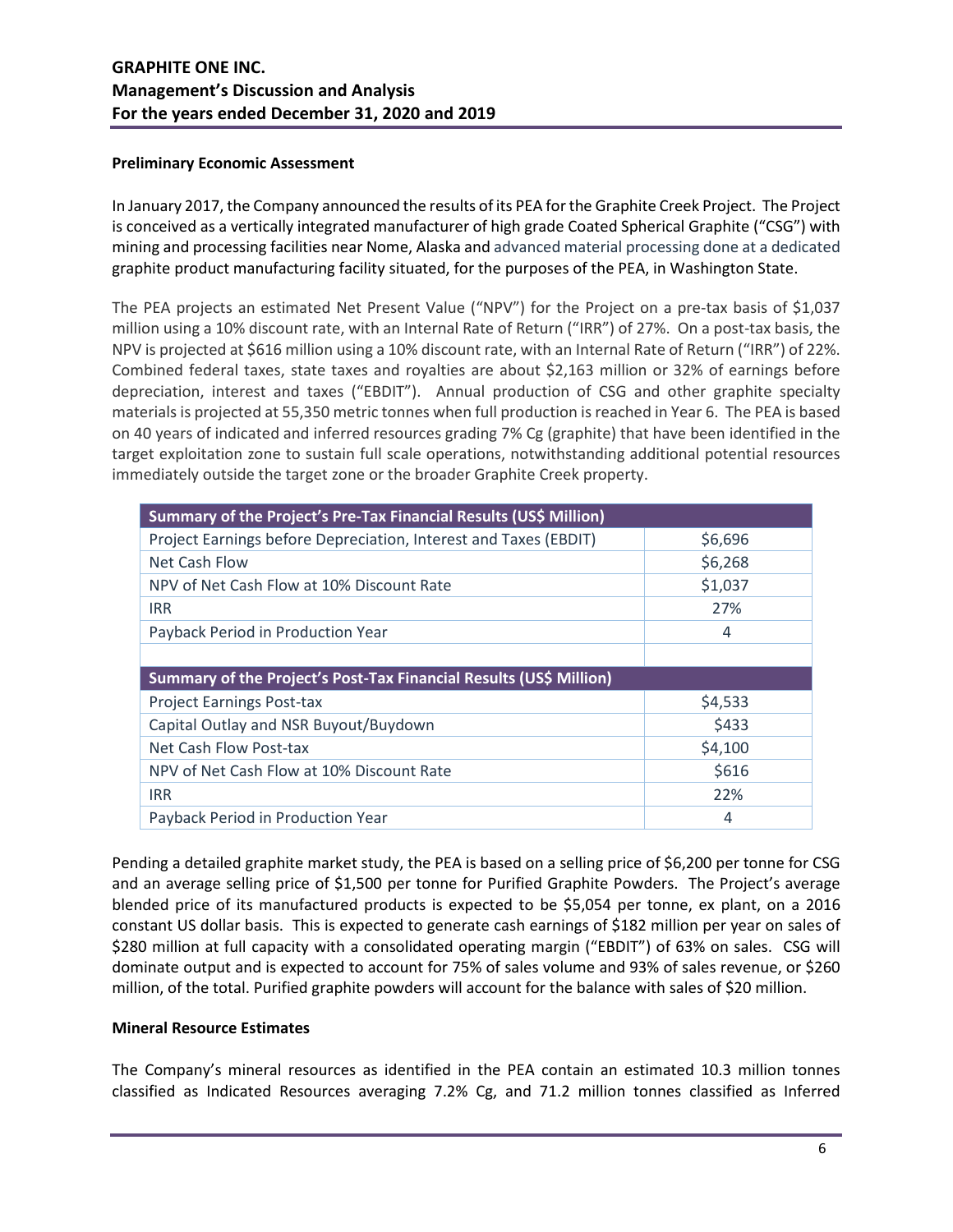### Preliminary Economic Assessment

In January 2017, the Company announced the results of its PEA for the Graphite Creek Project. The Project is conceived as a vertically integrated manufacturer of high grade Coated Spherical Graphite ("CSG") with mining and processing facilities near Nome, Alaska and advanced material processing done at a dedicated graphite product manufacturing facility situated, for the purposes of the PEA, in Washington State.

The PEA projects an estimated Net Present Value ("NPV") for the Project on a pre-tax basis of $1,037 million using a 10% discount rate, with an Internal Rate of Return ("IRR") of 27%. On a post-tax basis, the NPV is projected at $616 million using a 10% discount rate, with an Internal Rate of Return ("IRR") of 22%. Combined federal taxes, state taxes and royalties are about $2,163 million or 32% of earnings before depreciation, interest and taxes ("EBDIT"). Annual production of CSG and other graphite specialty materials is projected at 55,350 metric tonnes when full production is reached in Year 6. The PEA is based on 40 years of indicated and inferred resources grading 7% Cg (graphite) that have been identified in the target exploitation zone to sustain full scale operations, notwithstanding additional potential resources immediately outside the target zone or the broader Graphite Creek property.

| Summary of the Project's Pre-Tax Financial Results (US$ Million) | |
|---|---|
| Project Earnings before Depreciation, Interest and Taxes (EBDIT) | $6,696 |
| Net Cash Flow | $6,268 |
| NPV of Net Cash Flow at 10% Discount Rate | $1,037 |
| IRR | 27% |
| Payback Period in Production Year | 4 |
| | |
| **Summary of the Project's Post-Tax Financial Results (US$ Million)** | |
| Project Earnings Post-tax | $4,533 |
| Capital Outlay and NSR Buyout/Buydown | $433 |
| Net Cash Flow Post-tax | $4,100 |
| NPV of Net Cash Flow at 10% Discount Rate | $616 |
| IRR | 22% |
| Payback Period in Production Year | 4 |

Pending a detailed graphite market study, the PEA is based on a selling price of $6,200 per tonne for CSG and an average selling price of $1,500 per tonne for Purified Graphite Powders. The Project's average blended price of its manufactured products is expected to be $5,054 per tonne, ex plant, on a 2016 constant US dollar basis. This is expected to generate cash earnings of $182 million per year on sales of $280 million at full capacity with a consolidated operating margin ("EBDIT") of 63% on sales. CSG will dominate output and is expected to account for 75% of sales volume and 93% of sales revenue, or $260 million, of the total. Purified graphite powders will account for the balance with sales of $20 million.

### Mineral Resource Estimates

The Company's mineral resources as identified in the PEA contain an estimated 10.3 million tonnes classified as Indicated Resources averaging 7.2% Cg, and 71.2 million tonnes classified as Inferred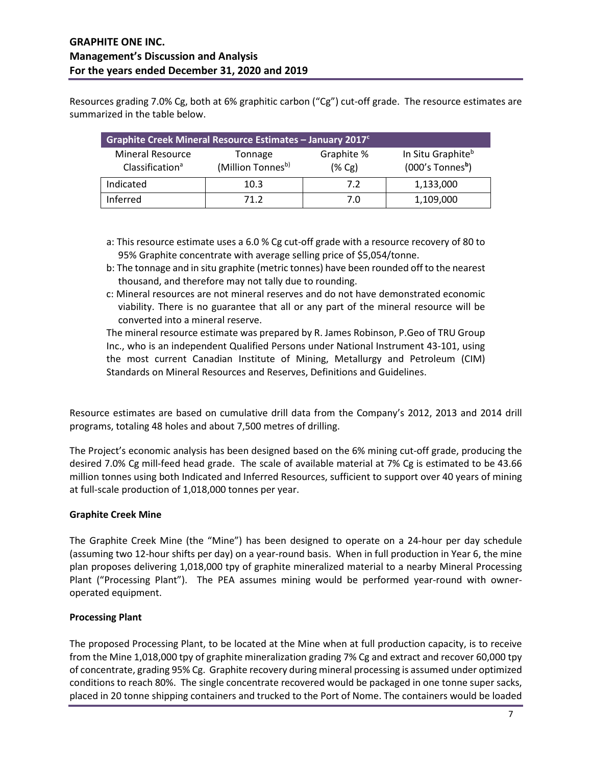Resources grading 7.0% Cg, both at 6% graphitic carbon ("Cg") cut-off grade. The resource estimates are summarized in the table below.

| Graphite Creek Mineral Resource Estimates – January 2017[c] | | | |
|---|---|---|---|
| Mineral Resource Classification[a] | Tonnage (Million Tonnes[b]) | Graphite % (% Cg) | In Situ Graphite[b] (000's Tonnes[b]) |
| Indicated | 10.3 | 7.2 | 1,133,000 |
| Inferred | 71.2 | 7.0 | 1,109,000 |

a: This resource estimate uses a 6.0 % Cg cut-off grade with a resource recovery of 80 to 95% Graphite concentrate with average selling price of $5,054/tonne.

b: The tonnage and in situ graphite (metric tonnes) have been rounded off to the nearest thousand, and therefore may not tally due to rounding.

c: Mineral resources are not mineral reserves and do not have demonstrated economic viability. There is no guarantee that all or any part of the mineral resource will be converted into a mineral reserve.

The mineral resource estimate was prepared by R. James Robinson, P.Geo of TRU Group Inc., who is an independent Qualified Persons under National Instrument 43-101, using the most current Canadian Institute of Mining, Metallurgy and Petroleum (CIM) Standards on Mineral Resources and Reserves, Definitions and Guidelines.

Resource estimates are based on cumulative drill data from the Company's 2012, 2013 and 2014 drill programs, totaling 48 holes and about 7,500 metres of drilling.

The Project's economic analysis has been designed based on the 6% mining cut-off grade, producing the desired 7.0% Cg mill-feed head grade. The scale of available material at 7% Cg is estimated to be 43.66 million tonnes using both Indicated and Inferred Resources, sufficient to support over 40 years of mining at full-scale production of 1,018,000 tonnes per year.

**Graphite Creek Mine**

The Graphite Creek Mine (the "Mine") has been designed to operate on a 24-hour per day schedule (assuming two 12-hour shifts per day) on a year-round basis. When in full production in Year 6, the mine plan proposes delivering 1,018,000 tpy of graphite mineralized material to a nearby Mineral Processing Plant ("Processing Plant"). The PEA assumes mining would be performed year-round with owner-operated equipment.

**Processing Plant**

The proposed Processing Plant, to be located at the Mine when at full production capacity, is to receive from the Mine 1,018,000 tpy of graphite mineralization grading 7% Cg and extract and recover 60,000 tpy of concentrate, grading 95% Cg. Graphite recovery during mineral processing is assumed under optimized conditions to reach 80%. The single concentrate recovered would be packaged in one tonne super sacks, placed in 20 tonne shipping containers and trucked to the Port of Nome. The containers would be loaded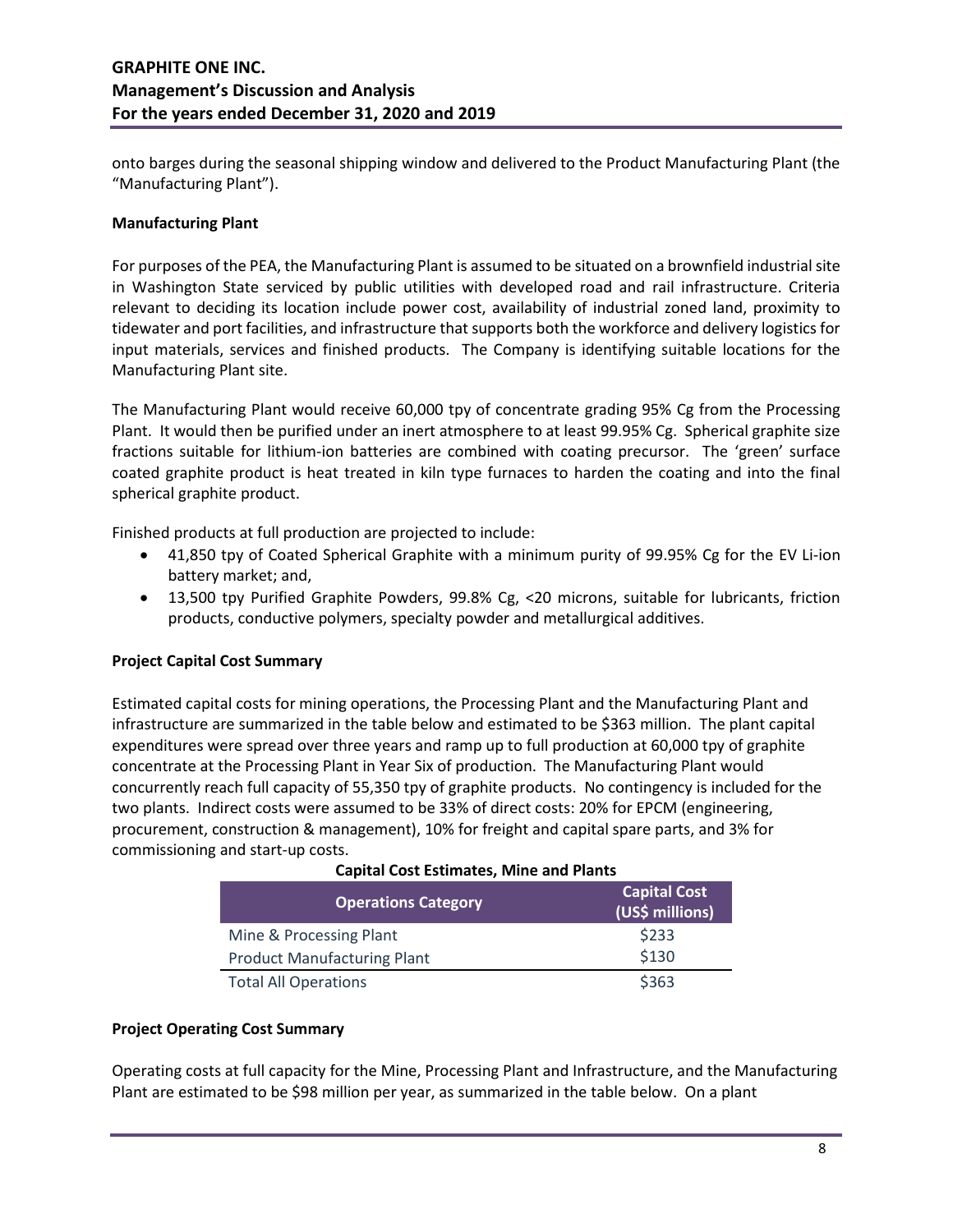onto barges during the seasonal shipping window and delivered to the Product Manufacturing Plant (the "Manufacturing Plant").

**Manufacturing Plant**

For purposes of the PEA, the Manufacturing Plant is assumed to be situated on a brownfield industrial site in Washington State serviced by public utilities with developed road and rail infrastructure. Criteria relevant to deciding its location include power cost, availability of industrial zoned land, proximity to tidewater and port facilities, and infrastructure that supports both the workforce and delivery logistics for input materials, services and finished products. The Company is identifying suitable locations for the Manufacturing Plant site.

The Manufacturing Plant would receive 60,000 tpy of concentrate grading 95% Cg from the Processing Plant. It would then be purified under an inert atmosphere to at least 99.95% Cg. Spherical graphite size fractions suitable for lithium-ion batteries are combined with coating precursor. The 'green' surface coated graphite product is heat treated in kiln type furnaces to harden the coating and into the final spherical graphite product.

Finished products at full production are projected to include:

- 41,850 tpy of Coated Spherical Graphite with a minimum purity of 99.95% Cg for the EV Li-ion battery market; and,
- 13,500 tpy Purified Graphite Powders, 99.8% Cg, <20 microns, suitable for lubricants, friction products, conductive polymers, specialty powder and metallurgical additives.

**Project Capital Cost Summary**

Estimated capital costs for mining operations, the Processing Plant and the Manufacturing Plant and infrastructure are summarized in the table below and estimated to be $363 million. The plant capital expenditures were spread over three years and ramp up to full production at 60,000 tpy of graphite concentrate at the Processing Plant in Year Six of production. The Manufacturing Plant would concurrently reach full capacity of 55,350 tpy of graphite products. No contingency is included for the two plants. Indirect costs were assumed to be 33% of direct costs: 20% for EPCM (engineering, procurement, construction & management), 10% for freight and capital spare parts, and 3% for commissioning and start-up costs.

**Capital Cost Estimates, Mine and Plants**

| Operations Category | Capital Cost (US$ millions) |
|---|---|
| Mine & Processing Plant | $233 |
| Product Manufacturing Plant | $130 |
| Total All Operations | $363 |

**Project Operating Cost Summary**

Operating costs at full capacity for the Mine, Processing Plant and Infrastructure, and the Manufacturing Plant are estimated to be $98 million per year, as summarized in the table below. On a plant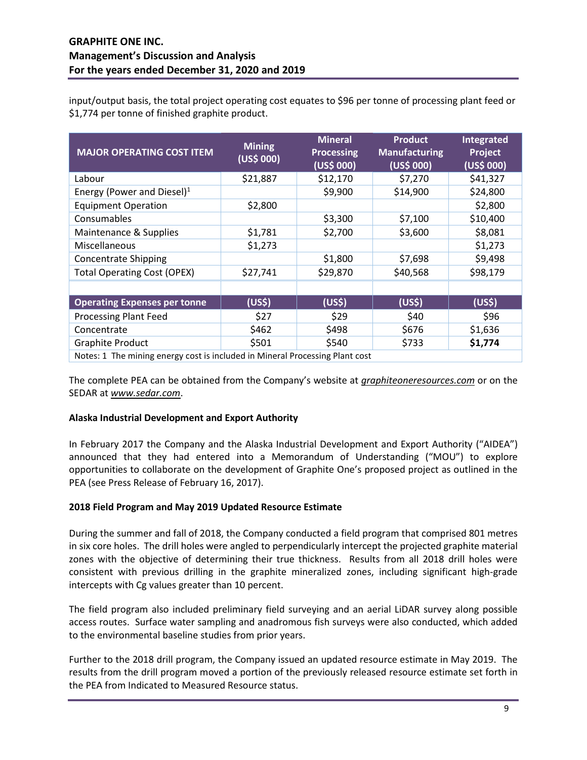input/output basis, the total project operating cost equates to $96 per tonne of processing plant feed or $1,774 per tonne of finished graphite product.

| MAJOR OPERATING COST ITEM | Mining (US$ 000) | Mineral Processing (US$ 000) | Product Manufacturing (US$ 000) | Integrated Project (US$ 000) |
|---|---|---|---|---|
| Labour | $21,887 | $12,170 | $7,270 | $41,327 |
| Energy (Power and Diesel)[1] | | $9,900 | $14,900 | $24,800 |
| Equipment Operation | $2,800 | | | $2,800 |
| Consumables | | $3,300 | $7,100 | $10,400 |
| Maintenance & Supplies | $1,781 | $2,700 | $3,600 | $8,081 |
| Miscellaneous | $1,273 | | | $1,273 |
| Concentrate Shipping | | $1,800 | $7,698 | $9,498 |
| Total Operating Cost (OPEX) | $27,741 | $29,870 | $40,568 | $98,179 |
| | | | | |
| **Operating Expenses per tonne** | **(US$)** | **(US$)** | **(US$)** | **(US$)** |
| Processing Plant Feed | $27 | $29 | $40 | $96 |
| Concentrate | $462 | $498 | $676 | $1,636 |
| Graphite Product | $501 | $540 | $733 | **$1,774** |
| Notes: 1 The mining energy cost is included in Mineral Processing Plant cost | | | | |

The complete PEA can be obtained from the Company's website at *graphiteoneresources.com* or on the SEDAR at *www.sedar.com*.

**Alaska Industrial Development and Export Authority**

In February 2017 the Company and the Alaska Industrial Development and Export Authority ("AIDEA") announced that they had entered into a Memorandum of Understanding ("MOU") to explore opportunities to collaborate on the development of Graphite One's proposed project as outlined in the PEA (see Press Release of February 16, 2017).

**2018 Field Program and May 2019 Updated Resource Estimate**

During the summer and fall of 2018, the Company conducted a field program that comprised 801 metres in six core holes. The drill holes were angled to perpendicularly intercept the projected graphite material zones with the objective of determining their true thickness. Results from all 2018 drill holes were consistent with previous drilling in the graphite mineralized zones, including significant high-grade intercepts with Cg values greater than 10 percent.

The field program also included preliminary field surveying and an aerial LiDAR survey along possible access routes. Surface water sampling and anadromous fish surveys were also conducted, which added to the environmental baseline studies from prior years.

Further to the 2018 drill program, the Company issued an updated resource estimate in May 2019. The results from the drill program moved a portion of the previously released resource estimate set forth in the PEA from Indicated to Measured Resource status.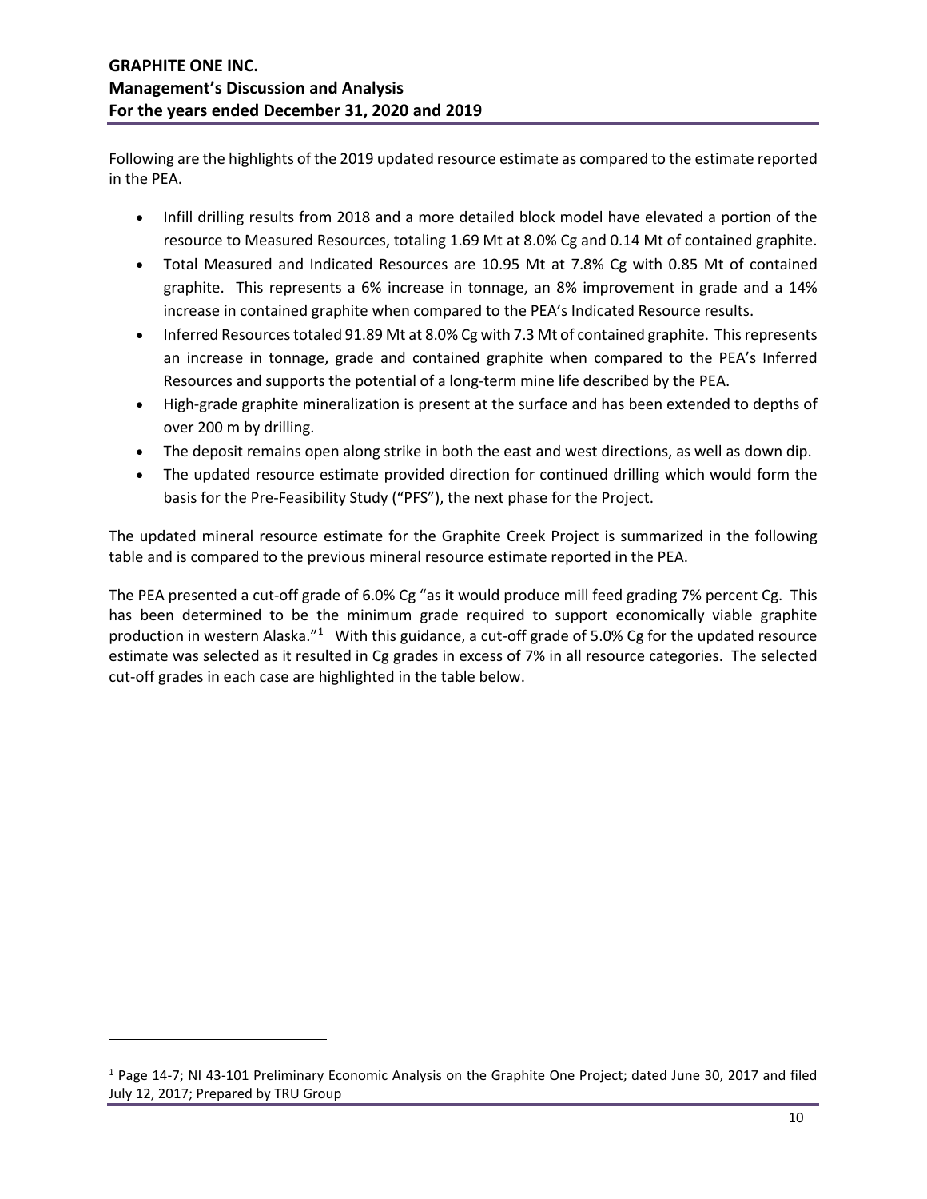Following are the highlights of the 2019 updated resource estimate as compared to the estimate reported in the PEA.

- Infill drilling results from 2018 and a more detailed block model have elevated a portion of the resource to Measured Resources, totaling 1.69 Mt at 8.0% Cg and 0.14 Mt of contained graphite.
- Total Measured and Indicated Resources are 10.95 Mt at 7.8% Cg with 0.85 Mt of contained graphite. This represents a 6% increase in tonnage, an 8% improvement in grade and a 14% increase in contained graphite when compared to the PEA's Indicated Resource results.
- Inferred Resources totaled 91.89 Mt at 8.0% Cg with 7.3 Mt of contained graphite. This represents an increase in tonnage, grade and contained graphite when compared to the PEA's Inferred Resources and supports the potential of a long-term mine life described by the PEA.
- High-grade graphite mineralization is present at the surface and has been extended to depths of over 200 m by drilling.
- The deposit remains open along strike in both the east and west directions, as well as down dip.
- The updated resource estimate provided direction for continued drilling which would form the basis for the Pre-Feasibility Study ("PFS"), the next phase for the Project.

The updated mineral resource estimate for the Graphite Creek Project is summarized in the following table and is compared to the previous mineral resource estimate reported in the PEA.

The PEA presented a cut-off grade of 6.0% Cg "as it would produce mill feed grading 7% percent Cg. This has been determined to be the minimum grade required to support economically viable graphite production in western Alaska."[1] With this guidance, a cut-off grade of 5.0% Cg for the updated resource estimate was selected as it resulted in Cg grades in excess of 7% in all resource categories. The selected cut-off grades in each case are highlighted in the table below.

[1] Page 14-7; NI 43-101 Preliminary Economic Analysis on the Graphite One Project; dated June 30, 2017 and filed July 12, 2017; Prepared by TRU Group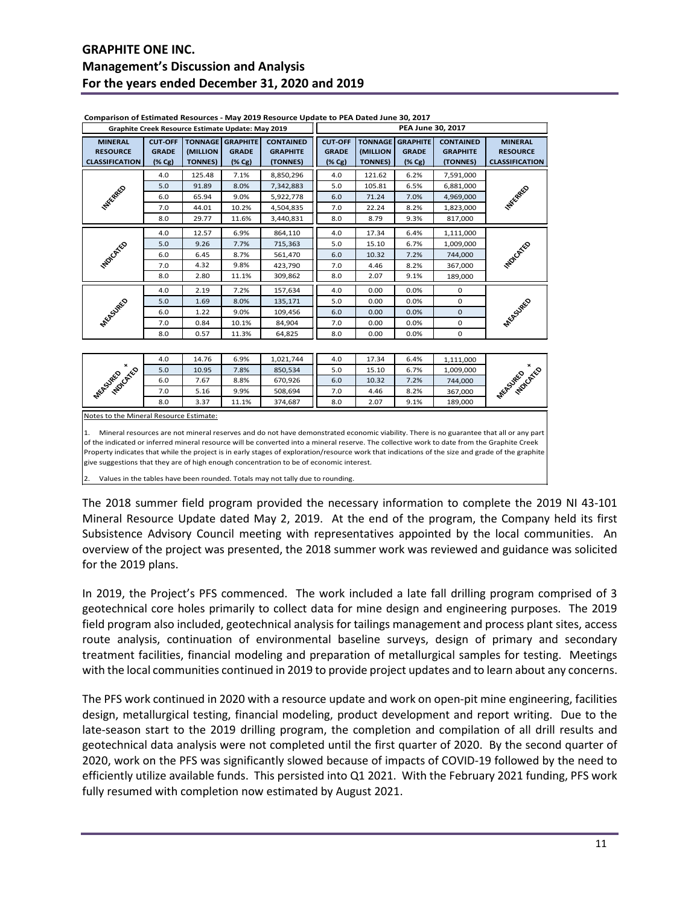**Comparison of Estimated Resources - May 2019 Resource Update to PEA Dated June 30, 2017**

| Graphite Creek Resource Estimate Update: May 2019 | | | | | PEA June 30, 2017 | | | | |
|---|---|---|---|---|---|---|---|---|---|
| MINERAL RESOURCE CLASSIFICATION | CUT-OFF GRADE (% Cg) | TONNAGE (MILLION TONNES) | GRAPHITE GRADE (% Cg) | CONTAINED GRAPHITE (TONNES) | CUT-OFF GRADE (% Cg) | TONNAGE (MILLION TONNES) | GRAPHITE GRADE (% Cg) | CONTAINED GRAPHITE (TONNES) | MINERAL RESOURCE CLASSIFICATION |
| INFERRED | 4.0 | 125.48 | 7.1% | 8,850,296 | 4.0 | 121.62 | 6.2% | 7,591,000 | INFERRED |
| | 5.0 | 91.89 | 8.0% | 7,342,883 | 5.0 | 105.81 | 6.5% | 6,881,000 | |
| | 6.0 | 65.94 | 9.0% | 5,922,778 | 6.0 | 71.24 | 7.0% | 4,969,000 | |
| | 7.0 | 44.01 | 10.2% | 4,504,835 | 7.0 | 22.24 | 8.2% | 1,823,000 | |
| | 8.0 | 29.77 | 11.6% | 3,440,831 | 8.0 | 8.79 | 9.3% | 817,000 | |
| INDICATED | 4.0 | 12.57 | 6.9% | 864,110 | 4.0 | 17.34 | 6.4% | 1,111,000 | INDICATED |
| | 5.0 | 9.26 | 7.7% | 715,363 | 5.0 | 15.10 | 6.7% | 1,009,000 | |
| | 6.0 | 6.45 | 8.7% | 561,470 | 6.0 | 10.32 | 7.2% | 744,000 | |
| | 7.0 | 4.32 | 9.8% | 423,790 | 7.0 | 4.46 | 8.2% | 367,000 | |
| | 8.0 | 2.80 | 11.1% | 309,862 | 8.0 | 2.07 | 9.1% | 189,000 | |
| MEASURED | 4.0 | 2.19 | 7.2% | 157,634 | 4.0 | 0.00 | 0.0% | 0 | MEASURED |
| | 5.0 | 1.69 | 8.0% | 135,171 | 5.0 | 0.00 | 0.0% | 0 | |
| | 6.0 | 1.22 | 9.0% | 109,456 | 6.0 | 0.00 | 0.0% | 0 | |
| | 7.0 | 0.84 | 10.1% | 84,904 | 7.0 | 0.00 | 0.0% | 0 | |
| | 8.0 | 0.57 | 11.3% | 64,825 | 8.0 | 0.00 | 0.0% | 0 | |
| MEASURED + INDICATED | 4.0 | 14.76 | 6.9% | 1,021,744 | 4.0 | 17.34 | 6.4% | 1,111,000 | MEASURED + INDICATED |
| | 5.0 | 10.95 | 7.8% | 850,534 | 5.0 | 15.10 | 6.7% | 1,009,000 | |
| | 6.0 | 7.67 | 8.8% | 670,926 | 6.0 | 10.32 | 7.2% | 744,000 | |
| | 7.0 | 5.16 | 9.9% | 508,694 | 7.0 | 4.46 | 8.2% | 367,000 | |
| | 8.0 | 3.37 | 11.1% | 374,687 | 8.0 | 2.07 | 9.1% | 189,000 | |

Notes to the Mineral Resource Estimate:

1. Mineral resources are not mineral reserves and do not have demonstrated economic viability. There is no guarantee that all or any part of the indicated or inferred mineral resource will be converted into a mineral reserve. The collective work to date from the Graphite Creek Property indicates that while the project is in early stages of exploration/resource work that indications of the size and grade of the graphite give suggestions that they are of high enough concentration to be of economic interest.

2. Values in the tables have been rounded. Totals may not tally due to rounding.

The 2018 summer field program provided the necessary information to complete the 2019 NI 43-101 Mineral Resource Update dated May 2, 2019. At the end of the program, the Company held its first Subsistence Advisory Council meeting with representatives appointed by the local communities. An overview of the project was presented, the 2018 summer work was reviewed and guidance was solicited for the 2019 plans.

In 2019, the Project's PFS commenced. The work included a late fall drilling program comprised of 3 geotechnical core holes primarily to collect data for mine design and engineering purposes. The 2019 field program also included, geotechnical analysis for tailings management and process plant sites, access route analysis, continuation of environmental baseline surveys, design of primary and secondary treatment facilities, financial modeling and preparation of metallurgical samples for testing. Meetings with the local communities continued in 2019 to provide project updates and to learn about any concerns.

The PFS work continued in 2020 with a resource update and work on open-pit mine engineering, facilities design, metallurgical testing, financial modeling, product development and report writing. Due to the late-season start to the 2019 drilling program, the completion and compilation of all drill results and geotechnical data analysis were not completed until the first quarter of 2020. By the second quarter of 2020, work on the PFS was significantly slowed because of impacts of COVID-19 followed by the need to efficiently utilize available funds. This persisted into Q1 2021. With the February 2021 funding, PFS work fully resumed with completion now estimated by August 2021.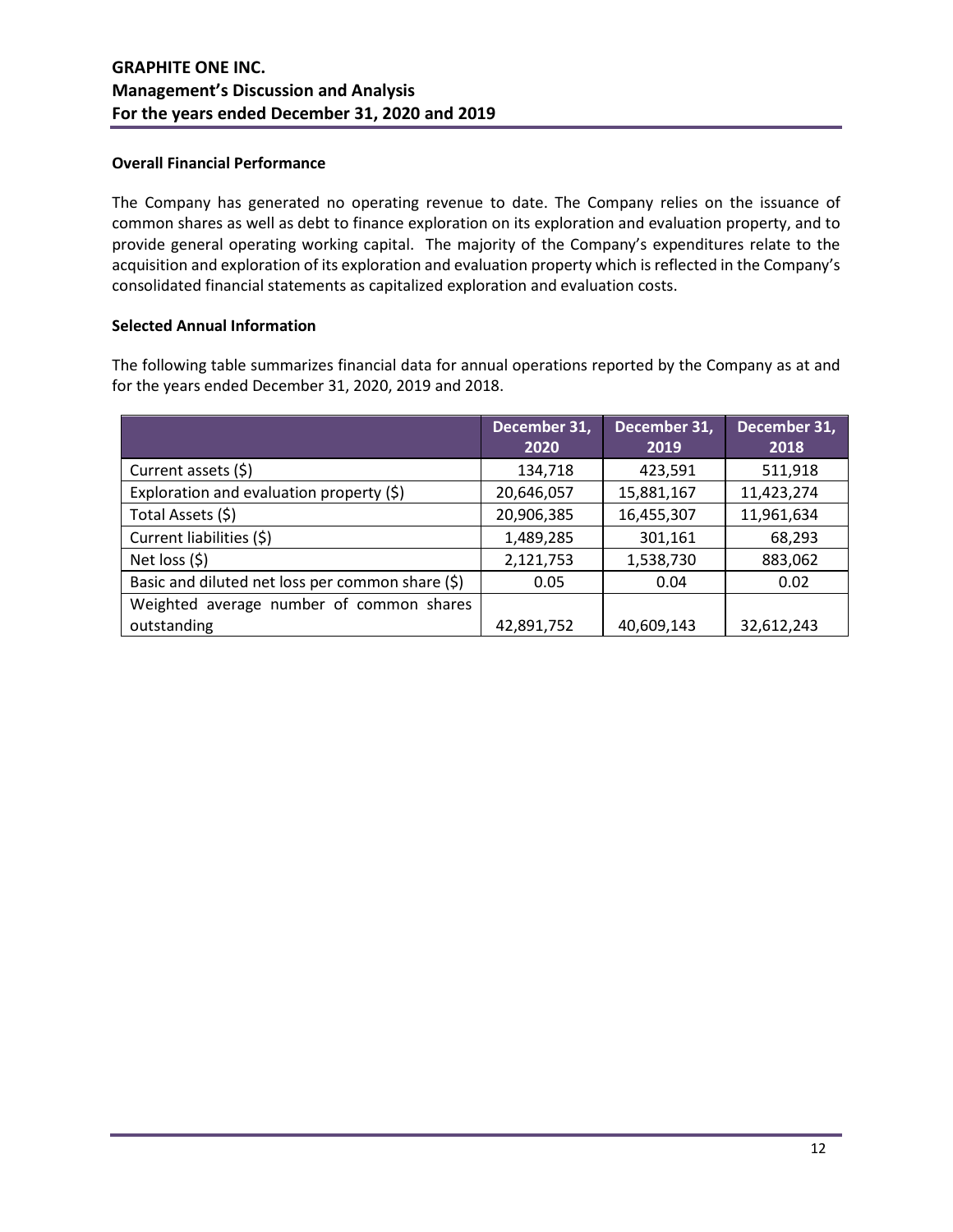### Overall Financial Performance

The Company has generated no operating revenue to date. The Company relies on the issuance of common shares as well as debt to finance exploration on its exploration and evaluation property, and to provide general operating working capital. The majority of the Company's expenditures relate to the acquisition and exploration of its exploration and evaluation property which is reflected in the Company's consolidated financial statements as capitalized exploration and evaluation costs.

### Selected Annual Information

The following table summarizes financial data for annual operations reported by the Company as at and for the years ended December 31, 2020, 2019 and 2018.

| | December 31, 2020 | December 31, 2019 | December 31, 2018 |
|---|---|---|---|
| Current assets ($) | 134,718 | 423,591 | 511,918 |
| Exploration and evaluation property ($) | 20,646,057 | 15,881,167 | 11,423,274 |
| Total Assets ($) | 20,906,385 | 16,455,307 | 11,961,634 |
| Current liabilities ($) | 1,489,285 | 301,161 | 68,293 |
| Net loss ($) | 2,121,753 | 1,538,730 | 883,062 |
| Basic and diluted net loss per common share ($) | 0.05 | 0.04 | 0.02 |
| Weighted average number of common shares outstanding | 42,891,752 | 40,609,143 | 32,612,243 |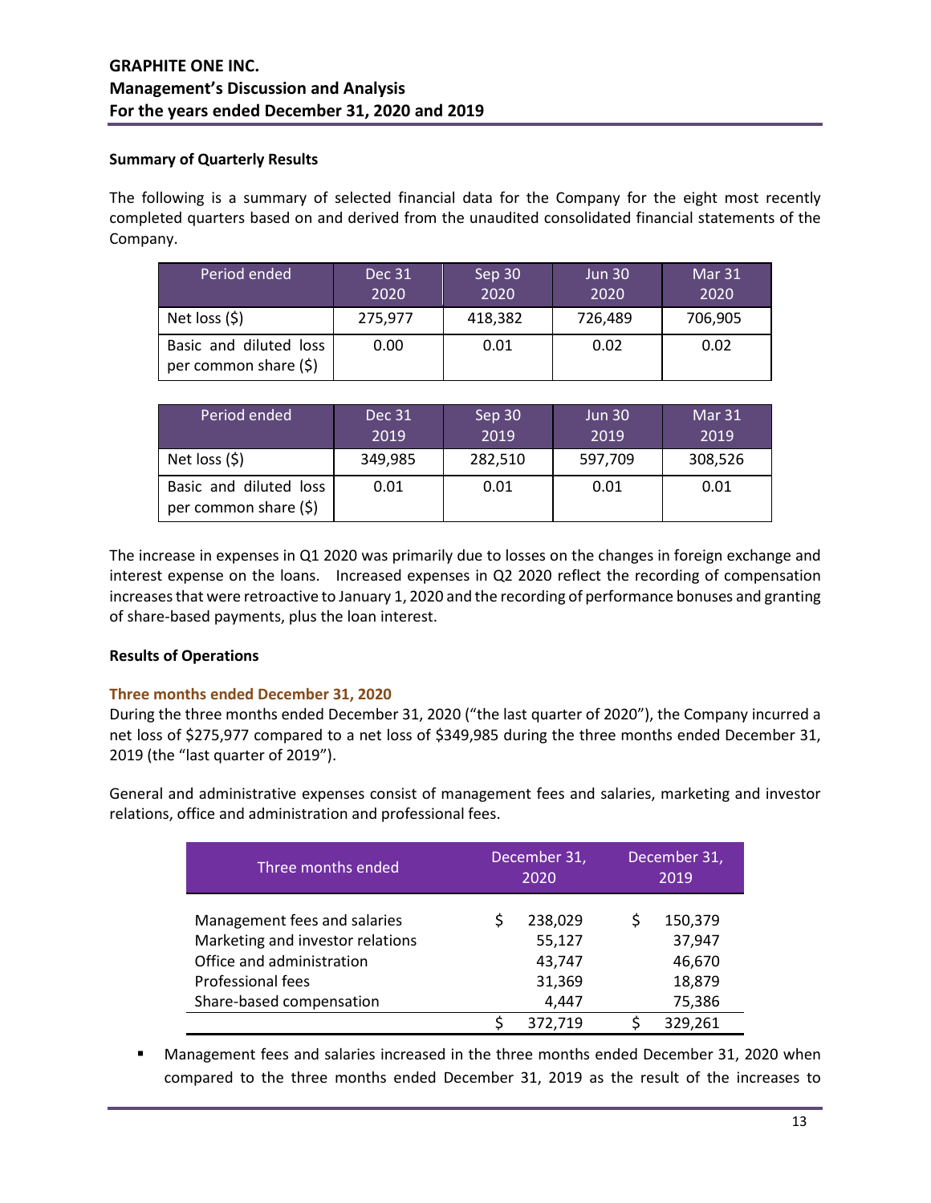### Summary of Quarterly Results

The following is a summary of selected financial data for the Company for the eight most recently completed quarters based on and derived from the unaudited consolidated financial statements of the Company.

| Period ended | Dec 31 2020 | Sep 30 2020 | Jun 30 2020 | Mar 31 2020 |
|---|---|---|---|---|
| Net loss ($) | 275,977 | 418,382 | 726,489 | 706,905 |
| Basic and diluted loss per common share ($) | 0.00 | 0.01 | 0.02 | 0.02 |

| Period ended | Dec 31 2019 | Sep 30 2019 | Jun 30 2019 | Mar 31 2019 |
|---|---|---|---|---|
| Net loss ($) | 349,985 | 282,510 | 597,709 | 308,526 |
| Basic and diluted loss per common share ($) | 0.01 | 0.01 | 0.01 | 0.01 |

The increase in expenses in Q1 2020 was primarily due to losses on the changes in foreign exchange and interest expense on the loans. Increased expenses in Q2 2020 reflect the recording of compensation increases that were retroactive to January 1, 2020 and the recording of performance bonuses and granting of share-based payments, plus the loan interest.

### Results of Operations

#### Three months ended December 31, 2020

During the three months ended December 31, 2020 ("the last quarter of 2020"), the Company incurred a net loss of $275,977 compared to a net loss of $349,985 during the three months ended December 31, 2019 (the "last quarter of 2019").

General and administrative expenses consist of management fees and salaries, marketing and investor relations, office and administration and professional fees.

| Three months ended | December 31, 2020 | December 31, 2019 |
|---|---|---|
| Management fees and salaries | $ 238,029 | $ 150,379 |
| Marketing and investor relations | 55,127 | 37,947 |
| Office and administration | 43,747 | 46,670 |
| Professional fees | 31,369 | 18,879 |
| Share-based compensation | 4,447 | 75,386 |
| | $ 372,719 | $ 329,261 |

- Management fees and salaries increased in the three months ended December 31, 2020 when compared to the three months ended December 31, 2019 as the result of the increases to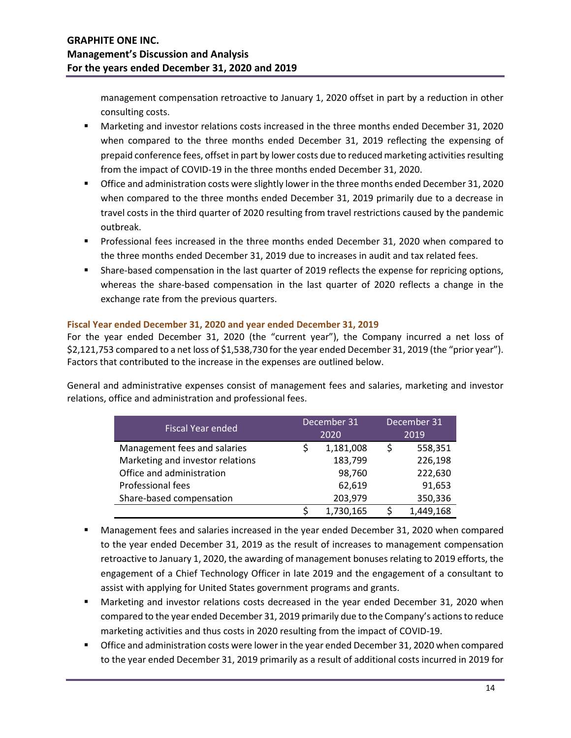management compensation retroactive to January 1, 2020 offset in part by a reduction in other consulting costs.

- Marketing and investor relations costs increased in the three months ended December 31, 2020 when compared to the three months ended December 31, 2019 reflecting the expensing of prepaid conference fees, offset in part by lower costs due to reduced marketing activities resulting from the impact of COVID-19 in the three months ended December 31, 2020.
- Office and administration costs were slightly lower in the three months ended December 31, 2020 when compared to the three months ended December 31, 2019 primarily due to a decrease in travel costs in the third quarter of 2020 resulting from travel restrictions caused by the pandemic outbreak.
- Professional fees increased in the three months ended December 31, 2020 when compared to the three months ended December 31, 2019 due to increases in audit and tax related fees.
- Share-based compensation in the last quarter of 2019 reflects the expense for repricing options, whereas the share-based compensation in the last quarter of 2020 reflects a change in the exchange rate from the previous quarters.

### Fiscal Year ended December 31, 2020 and year ended December 31, 2019

For the year ended December 31, 2020 (the "current year"), the Company incurred a net loss of $2,121,753 compared to a net loss of $1,538,730 for the year ended December 31, 2019 (the "prior year"). Factors that contributed to the increase in the expenses are outlined below.

General and administrative expenses consist of management fees and salaries, marketing and investor relations, office and administration and professional fees.

| Fiscal Year ended | December 31 2020 | December 31 2019 |
|---|---|---|
| Management fees and salaries | $ 1,181,008 | $ 558,351 |
| Marketing and investor relations | 183,799 | 226,198 |
| Office and administration | 98,760 | 222,630 |
| Professional fees | 62,619 | 91,653 |
| Share-based compensation | 203,979 | 350,336 |
| | $ 1,730,165 | $ 1,449,168 |

- Management fees and salaries increased in the year ended December 31, 2020 when compared to the year ended December 31, 2019 as the result of increases to management compensation retroactive to January 1, 2020, the awarding of management bonuses relating to 2019 efforts, the engagement of a Chief Technology Officer in late 2019 and the engagement of a consultant to assist with applying for United States government programs and grants.
- Marketing and investor relations costs decreased in the year ended December 31, 2020 when compared to the year ended December 31, 2019 primarily due to the Company's actions to reduce marketing activities and thus costs in 2020 resulting from the impact of COVID-19.
- Office and administration costs were lower in the year ended December 31, 2020 when compared to the year ended December 31, 2019 primarily as a result of additional costs incurred in 2019 for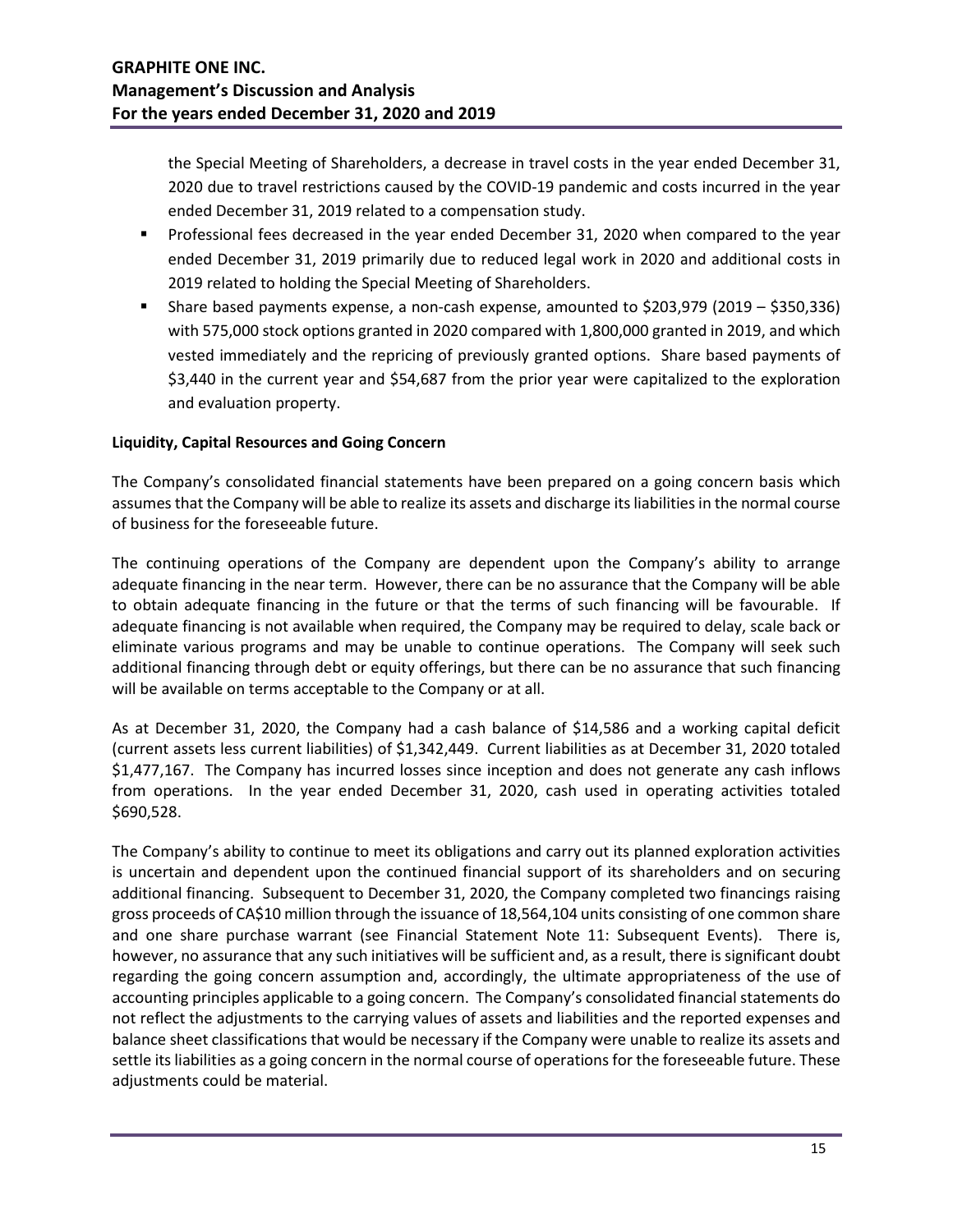the Special Meeting of Shareholders, a decrease in travel costs in the year ended December 31, 2020 due to travel restrictions caused by the COVID-19 pandemic and costs incurred in the year ended December 31, 2019 related to a compensation study.

- Professional fees decreased in the year ended December 31, 2020 when compared to the year ended December 31, 2019 primarily due to reduced legal work in 2020 and additional costs in 2019 related to holding the Special Meeting of Shareholders.
- Share based payments expense, a non-cash expense, amounted to $203,979 (2019 – $350,336) with 575,000 stock options granted in 2020 compared with 1,800,000 granted in 2019, and which vested immediately and the repricing of previously granted options. Share based payments of $3,440 in the current year and $54,687 from the prior year were capitalized to the exploration and evaluation property.

**Liquidity, Capital Resources and Going Concern**

The Company's consolidated financial statements have been prepared on a going concern basis which assumes that the Company will be able to realize its assets and discharge its liabilities in the normal course of business for the foreseeable future.

The continuing operations of the Company are dependent upon the Company's ability to arrange adequate financing in the near term. However, there can be no assurance that the Company will be able to obtain adequate financing in the future or that the terms of such financing will be favourable. If adequate financing is not available when required, the Company may be required to delay, scale back or eliminate various programs and may be unable to continue operations. The Company will seek such additional financing through debt or equity offerings, but there can be no assurance that such financing will be available on terms acceptable to the Company or at all.

As at December 31, 2020, the Company had a cash balance of $14,586 and a working capital deficit (current assets less current liabilities) of $1,342,449. Current liabilities as at December 31, 2020 totaled $1,477,167. The Company has incurred losses since inception and does not generate any cash inflows from operations. In the year ended December 31, 2020, cash used in operating activities totaled $690,528.

The Company's ability to continue to meet its obligations and carry out its planned exploration activities is uncertain and dependent upon the continued financial support of its shareholders and on securing additional financing. Subsequent to December 31, 2020, the Company completed two financings raising gross proceeds of CA$10 million through the issuance of 18,564,104 units consisting of one common share and one share purchase warrant (see Financial Statement Note 11: Subsequent Events). There is, however, no assurance that any such initiatives will be sufficient and, as a result, there is significant doubt regarding the going concern assumption and, accordingly, the ultimate appropriateness of the use of accounting principles applicable to a going concern. The Company's consolidated financial statements do not reflect the adjustments to the carrying values of assets and liabilities and the reported expenses and balance sheet classifications that would be necessary if the Company were unable to realize its assets and settle its liabilities as a going concern in the normal course of operations for the foreseeable future. These adjustments could be material.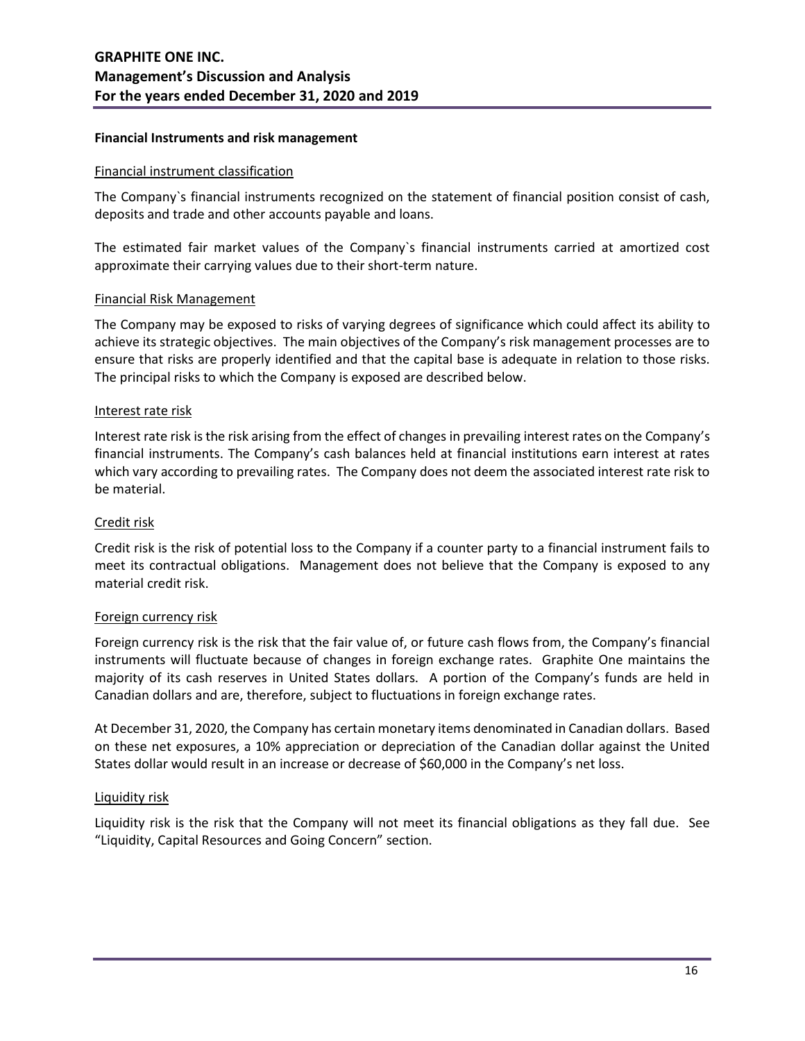**Financial Instruments and risk management**

Financial instrument classification

The Company`s financial instruments recognized on the statement of financial position consist of cash, deposits and trade and other accounts payable and loans.

The estimated fair market values of the Company`s financial instruments carried at amortized cost approximate their carrying values due to their short-term nature.

Financial Risk Management

The Company may be exposed to risks of varying degrees of significance which could affect its ability to achieve its strategic objectives. The main objectives of the Company's risk management processes are to ensure that risks are properly identified and that the capital base is adequate in relation to those risks. The principal risks to which the Company is exposed are described below.

Interest rate risk

Interest rate risk is the risk arising from the effect of changes in prevailing interest rates on the Company's financial instruments. The Company's cash balances held at financial institutions earn interest at rates which vary according to prevailing rates. The Company does not deem the associated interest rate risk to be material.

Credit risk

Credit risk is the risk of potential loss to the Company if a counter party to a financial instrument fails to meet its contractual obligations. Management does not believe that the Company is exposed to any material credit risk.

Foreign currency risk

Foreign currency risk is the risk that the fair value of, or future cash flows from, the Company's financial instruments will fluctuate because of changes in foreign exchange rates. Graphite One maintains the majority of its cash reserves in United States dollars. A portion of the Company's funds are held in Canadian dollars and are, therefore, subject to fluctuations in foreign exchange rates.

At December 31, 2020, the Company has certain monetary items denominated in Canadian dollars. Based on these net exposures, a 10% appreciation or depreciation of the Canadian dollar against the United States dollar would result in an increase or decrease of $60,000 in the Company's net loss.

Liquidity risk

Liquidity risk is the risk that the Company will not meet its financial obligations as they fall due. See "Liquidity, Capital Resources and Going Concern" section.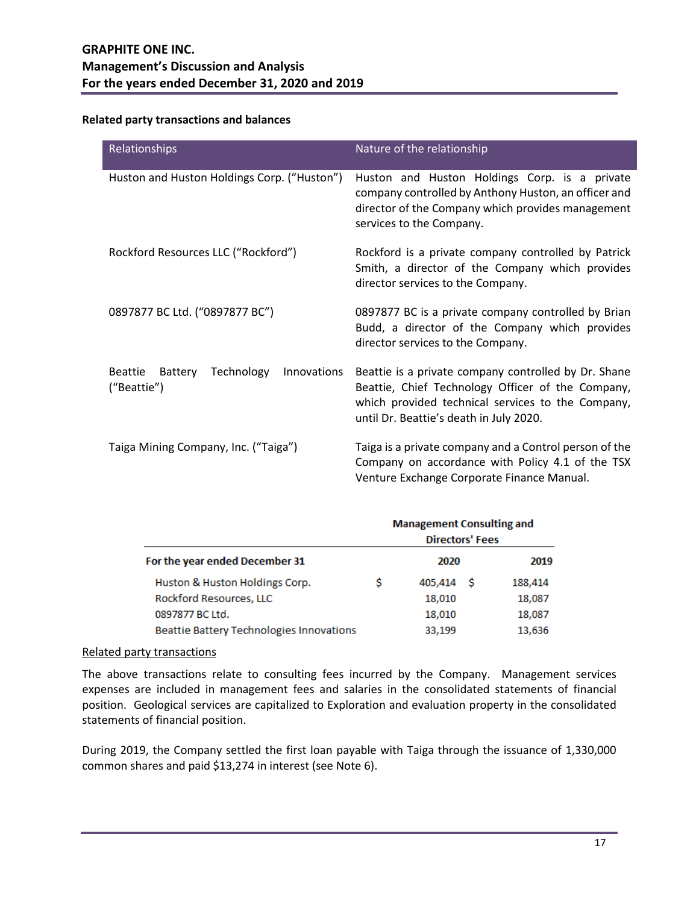### Related party transactions and balances

| Relationships | Nature of the relationship |
|---|---|
| Huston and Huston Holdings Corp. ("Huston") | Huston and Huston Holdings Corp. is a private company controlled by Anthony Huston, an officer and director of the Company which provides management services to the Company. |
| Rockford Resources LLC ("Rockford") | Rockford is a private company controlled by Patrick Smith, a director of the Company which provides director services to the Company. |
| 0897877 BC Ltd. ("0897877 BC") | 0897877 BC is a private company controlled by Brian Budd, a director of the Company which provides director services to the Company. |
| Beattie Battery Technology Innovations ("Beattie") | Beattie is a private company controlled by Dr. Shane Beattie, Chief Technology Officer of the Company, which provided technical services to the Company, until Dr. Beattie's death in July 2020. |
| Taiga Mining Company, Inc. ("Taiga") | Taiga is a private company and a Control person of the Company on accordance with Policy 4.1 of the TSX Venture Exchange Corporate Finance Manual. |

| | Management Consulting and Directors' Fees | |
|---|---|---|
| For the year ended December 31 | 2020 | 2019 |
| Huston & Huston Holdings Corp. | $ 405,414 | $ 188,414 |
| Rockford Resources, LLC | 18,010 | 18,087 |
| 0897877 BC Ltd. | 18,010 | 18,087 |
| Beattie Battery Technologies Innovations | 33,199 | 13,636 |

<u>Related party transactions</u>

The above transactions relate to consulting fees incurred by the Company. Management services expenses are included in management fees and salaries in the consolidated statements of financial position. Geological services are capitalized to Exploration and evaluation property in the consolidated statements of financial position.

During 2019, the Company settled the first loan payable with Taiga through the issuance of 1,330,000 common shares and paid $13,274 in interest (see Note 6).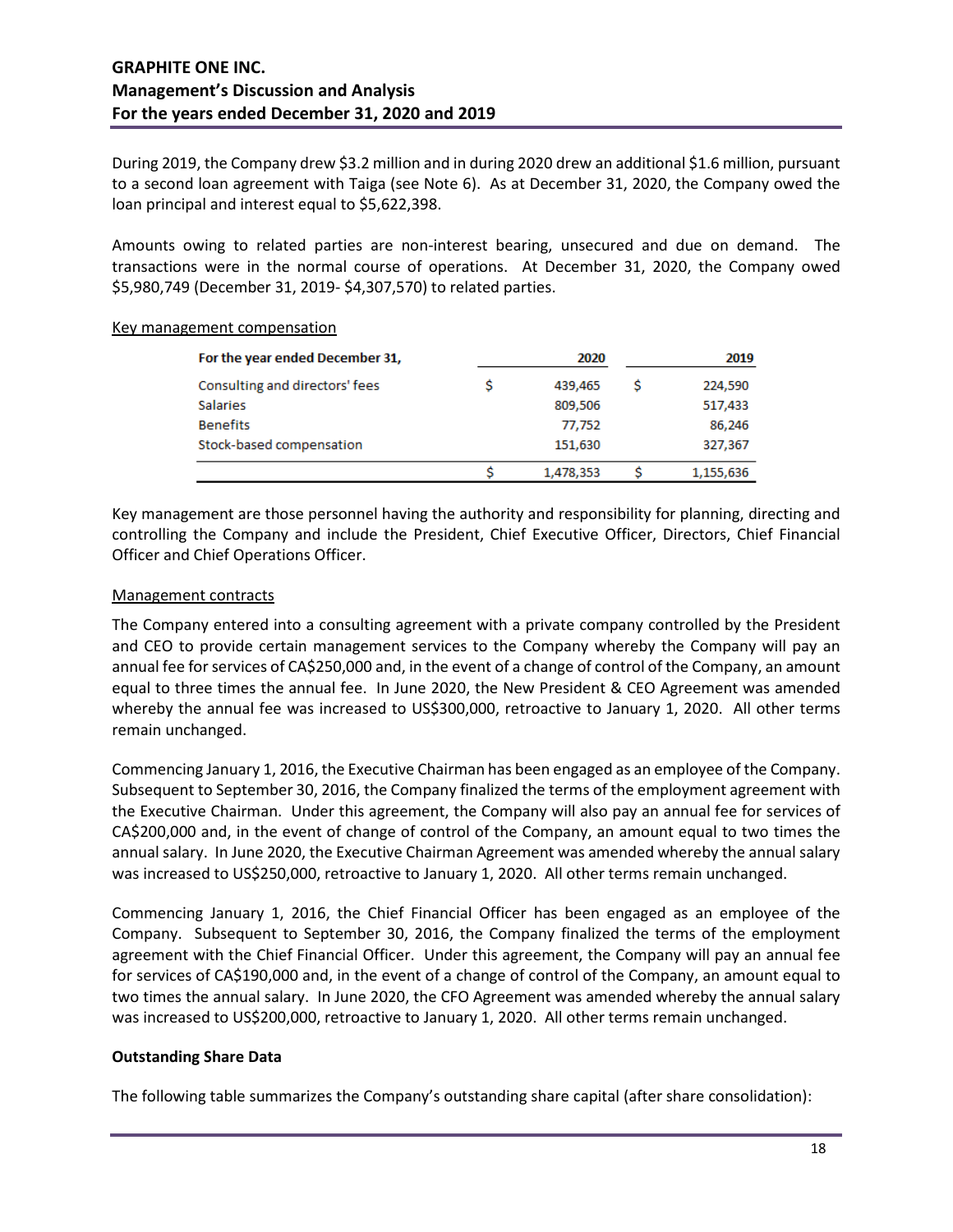During 2019, the Company drew $3.2 million and in during 2020 drew an additional $1.6 million, pursuant to a second loan agreement with Taiga (see Note 6). As at December 31, 2020, the Company owed the loan principal and interest equal to $5,622,398.

Amounts owing to related parties are non-interest bearing, unsecured and due on demand. The transactions were in the normal course of operations. At December 31, 2020, the Company owed $5,980,749 (December 31, 2019- $4,307,570) to related parties.

Key management compensation

| For the year ended December 31, | 2020 | 2019 |
|---|---|---|
| Consulting and directors' fees | $ 439,465 | $ 224,590 |
| Salaries | 809,506 | 517,433 |
| Benefits | 77,752 | 86,246 |
| Stock-based compensation | 151,630 | 327,367 |
| | $ 1,478,353 | $ 1,155,636 |

Key management are those personnel having the authority and responsibility for planning, directing and controlling the Company and include the President, Chief Executive Officer, Directors, Chief Financial Officer and Chief Operations Officer.

Management contracts

The Company entered into a consulting agreement with a private company controlled by the President and CEO to provide certain management services to the Company whereby the Company will pay an annual fee for services of CA$250,000 and, in the event of a change of control of the Company, an amount equal to three times the annual fee. In June 2020, the New President & CEO Agreement was amended whereby the annual fee was increased to US$300,000, retroactive to January 1, 2020. All other terms remain unchanged.

Commencing January 1, 2016, the Executive Chairman has been engaged as an employee of the Company. Subsequent to September 30, 2016, the Company finalized the terms of the employment agreement with the Executive Chairman. Under this agreement, the Company will also pay an annual fee for services of CA$200,000 and, in the event of change of control of the Company, an amount equal to two times the annual salary. In June 2020, the Executive Chairman Agreement was amended whereby the annual salary was increased to US$250,000, retroactive to January 1, 2020. All other terms remain unchanged.

Commencing January 1, 2016, the Chief Financial Officer has been engaged as an employee of the Company. Subsequent to September 30, 2016, the Company finalized the terms of the employment agreement with the Chief Financial Officer. Under this agreement, the Company will pay an annual fee for services of CA$190,000 and, in the event of a change of control of the Company, an amount equal to two times the annual salary. In June 2020, the CFO Agreement was amended whereby the annual salary was increased to US$200,000, retroactive to January 1, 2020. All other terms remain unchanged.

**Outstanding Share Data**

The following table summarizes the Company's outstanding share capital (after share consolidation):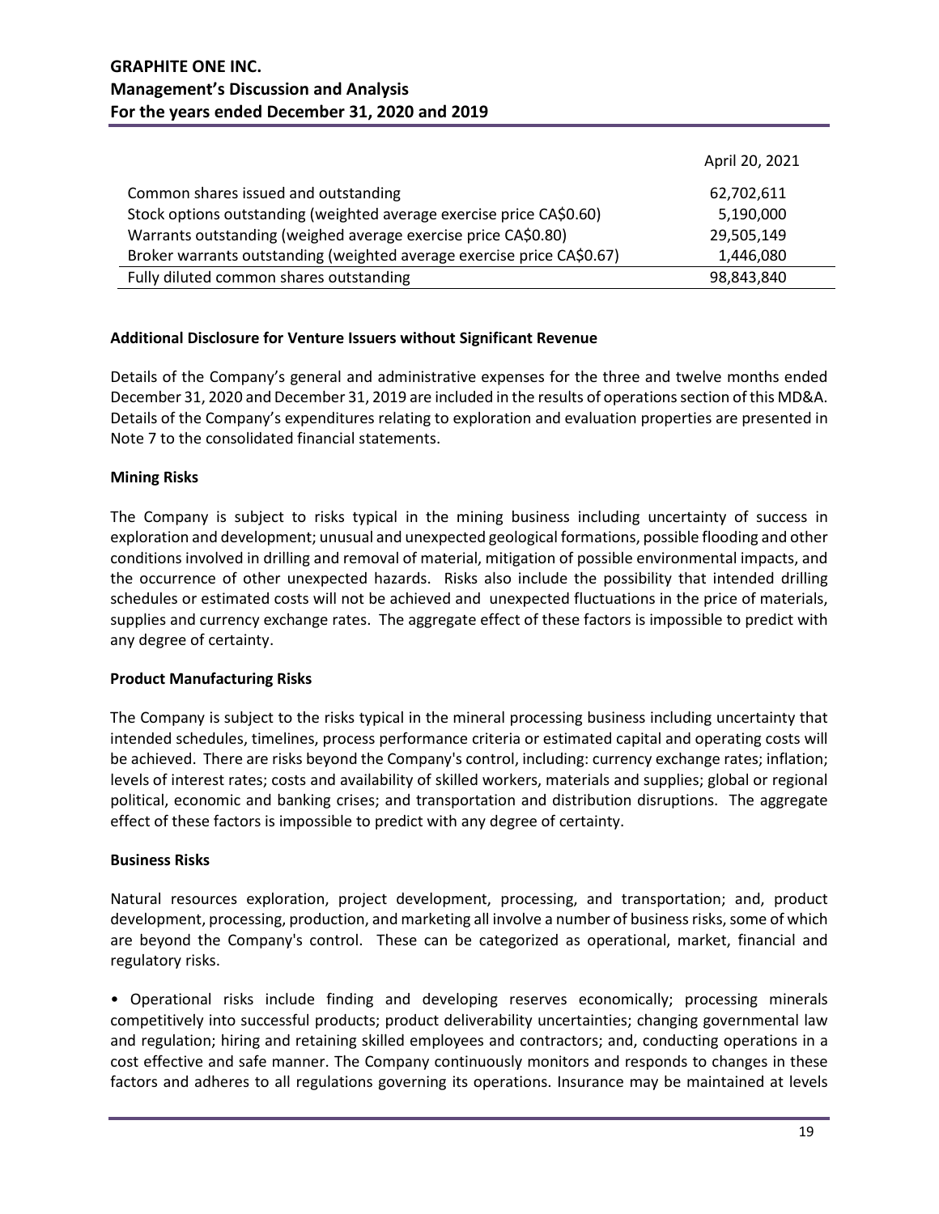| | April 20, 2021 |
|---|---|
| Common shares issued and outstanding | 62,702,611 |
| Stock options outstanding (weighted average exercise price CA$0.60) | 5,190,000 |
| Warrants outstanding (weighed average exercise price CA$0.80) | 29,505,149 |
| Broker warrants outstanding (weighted average exercise price CA$0.67) | 1,446,080 |
| Fully diluted common shares outstanding | 98,843,840 |

**Additional Disclosure for Venture Issuers without Significant Revenue**

Details of the Company's general and administrative expenses for the three and twelve months ended December 31, 2020 and December 31, 2019 are included in the results of operations section of this MD&A. Details of the Company's expenditures relating to exploration and evaluation properties are presented in Note 7 to the consolidated financial statements.

**Mining Risks**

The Company is subject to risks typical in the mining business including uncertainty of success in exploration and development; unusual and unexpected geological formations, possible flooding and other conditions involved in drilling and removal of material, mitigation of possible environmental impacts, and the occurrence of other unexpected hazards. Risks also include the possibility that intended drilling schedules or estimated costs will not be achieved and unexpected fluctuations in the price of materials, supplies and currency exchange rates. The aggregate effect of these factors is impossible to predict with any degree of certainty.

**Product Manufacturing Risks**

The Company is subject to the risks typical in the mineral processing business including uncertainty that intended schedules, timelines, process performance criteria or estimated capital and operating costs will be achieved. There are risks beyond the Company's control, including: currency exchange rates; inflation; levels of interest rates; costs and availability of skilled workers, materials and supplies; global or regional political, economic and banking crises; and transportation and distribution disruptions. The aggregate effect of these factors is impossible to predict with any degree of certainty.

**Business Risks**

Natural resources exploration, project development, processing, and transportation; and, product development, processing, production, and marketing all involve a number of business risks, some of which are beyond the Company's control. These can be categorized as operational, market, financial and regulatory risks.

• Operational risks include finding and developing reserves economically; processing minerals competitively into successful products; product deliverability uncertainties; changing governmental law and regulation; hiring and retaining skilled employees and contractors; and, conducting operations in a cost effective and safe manner. The Company continuously monitors and responds to changes in these factors and adheres to all regulations governing its operations. Insurance may be maintained at levels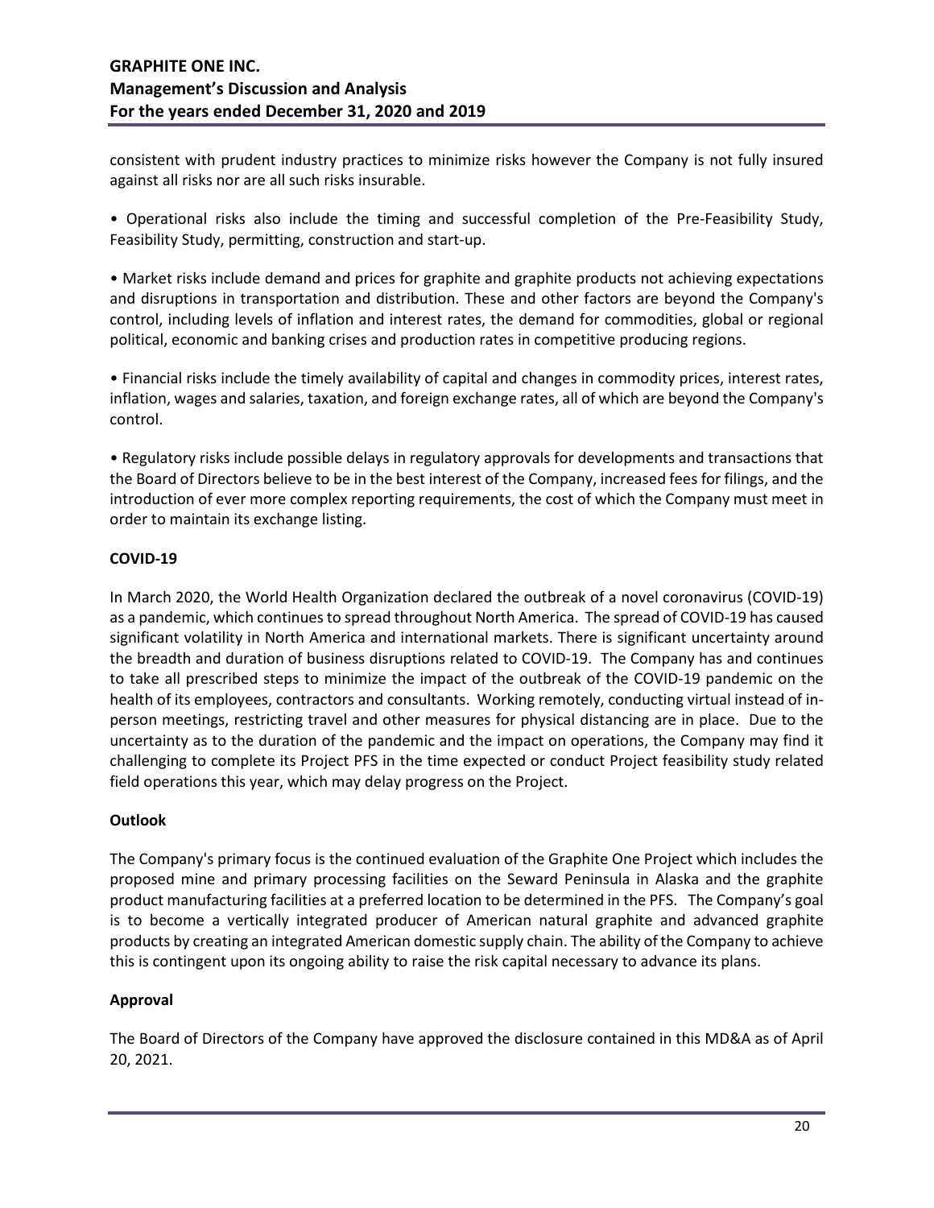consistent with prudent industry practices to minimize risks however the Company is not fully insured against all risks nor are all such risks insurable.

• Operational risks also include the timing and successful completion of the Pre-Feasibility Study, Feasibility Study, permitting, construction and start-up.

• Market risks include demand and prices for graphite and graphite products not achieving expectations and disruptions in transportation and distribution. These and other factors are beyond the Company's control, including levels of inflation and interest rates, the demand for commodities, global or regional political, economic and banking crises and production rates in competitive producing regions.

• Financial risks include the timely availability of capital and changes in commodity prices, interest rates, inflation, wages and salaries, taxation, and foreign exchange rates, all of which are beyond the Company's control.

• Regulatory risks include possible delays in regulatory approvals for developments and transactions that the Board of Directors believe to be in the best interest of the Company, increased fees for filings, and the introduction of ever more complex reporting requirements, the cost of which the Company must meet in order to maintain its exchange listing.

**COVID-19**

In March 2020, the World Health Organization declared the outbreak of a novel coronavirus (COVID-19) as a pandemic, which continues to spread throughout North America. The spread of COVID-19 has caused significant volatility in North America and international markets. There is significant uncertainty around the breadth and duration of business disruptions related to COVID-19. The Company has and continues to take all prescribed steps to minimize the impact of the outbreak of the COVID-19 pandemic on the health of its employees, contractors and consultants. Working remotely, conducting virtual instead of in-person meetings, restricting travel and other measures for physical distancing are in place. Due to the uncertainty as to the duration of the pandemic and the impact on operations, the Company may find it challenging to complete its Project PFS in the time expected or conduct Project feasibility study related field operations this year, which may delay progress on the Project.

**Outlook**

The Company's primary focus is the continued evaluation of the Graphite One Project which includes the proposed mine and primary processing facilities on the Seward Peninsula in Alaska and the graphite product manufacturing facilities at a preferred location to be determined in the PFS. The Company's goal is to become a vertically integrated producer of American natural graphite and advanced graphite products by creating an integrated American domestic supply chain. The ability of the Company to achieve this is contingent upon its ongoing ability to raise the risk capital necessary to advance its plans.

**Approval**

The Board of Directors of the Company have approved the disclosure contained in this MD&A as of April 20, 2021.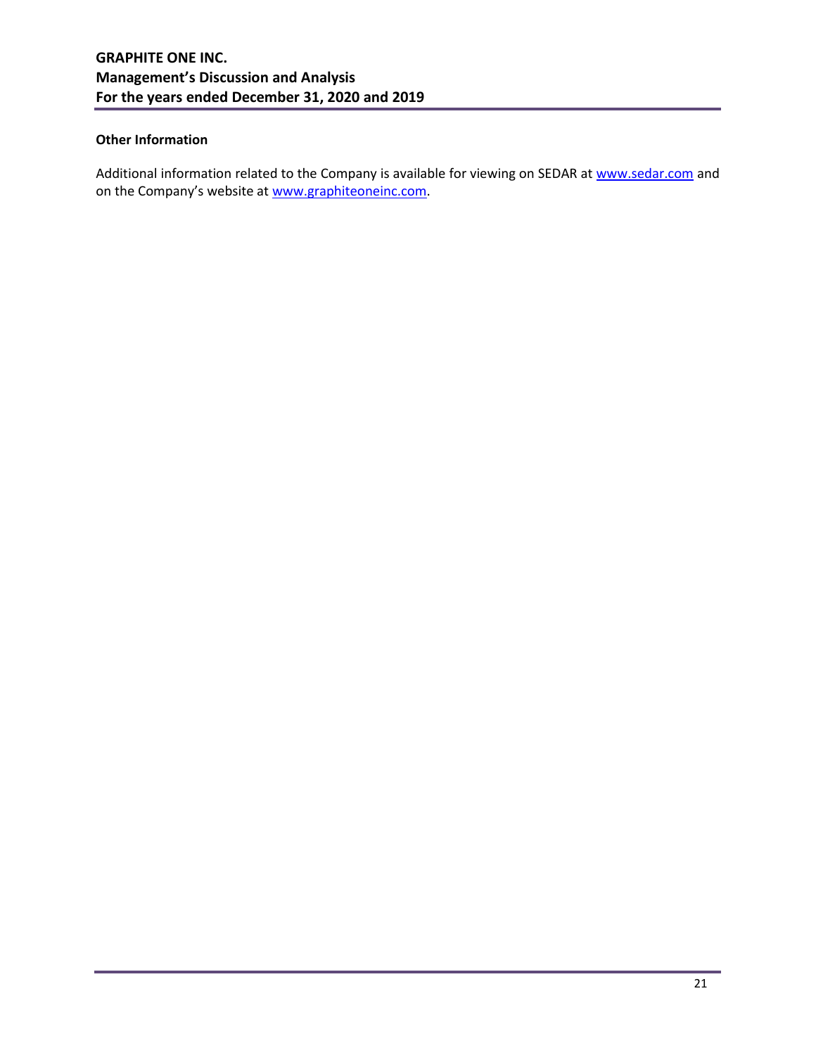### Other Information

Additional information related to the Company is available for viewing on SEDAR at www.sedar.com and on the Company's website at www.graphiteoneinc.com.